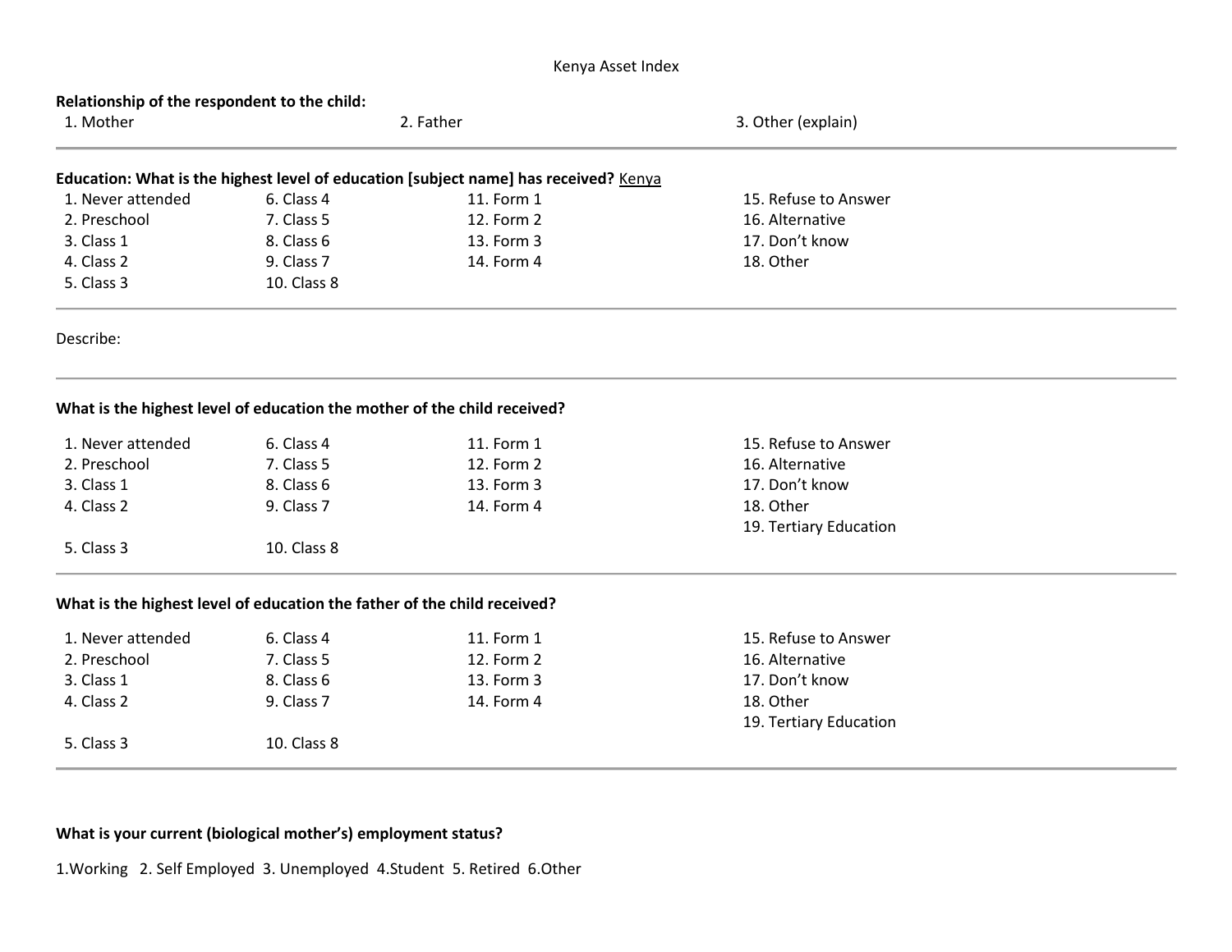# Kenya Asset Index

**Relationship of the respondent to the child:**

1. Mother
2. Father
3. Other (explain)

---

**Education: What is the highest level of education [subject name] has received?** Kenya

1. Never attended
2. Preschool
3. Class 1
4. Class 2
5. Class 3
6. Class 4
7. Class 5
8. Class 6
9. Class 7
10. Class 8
11. Form 1
12. Form 2
13. Form 3
14. Form 4
15. Refuse to Answer
16. Alternative
17. Don't know
18. Other

---

Describe:

---

**What is the highest level of education the mother of the child received?**

1. Never attended
2. Preschool
3. Class 1
4. Class 2
5. Class 3
6. Class 4
7. Class 5
8. Class 6
9. Class 7
10. Class 8
11. Form 1
12. Form 2
13. Form 3
14. Form 4
15. Refuse to Answer
16. Alternative
17. Don't know
18. Other
19. Tertiary Education

---

**What is the highest level of education the father of the child received?**

1. Never attended
2. Preschool
3. Class 1
4. Class 2
5. Class 3
6. Class 4
7. Class 5
8. Class 6
9. Class 7
10. Class 8
11. Form 1
12. Form 2
13. Form 3
14. Form 4
15. Refuse to Answer
16. Alternative
17. Don't know
18. Other
19. Tertiary Education

---

**What is your current (biological mother's) employment status?**

1.Working 2. Self Employed 3. Unemployed 4.Student 5. Retired 6.Other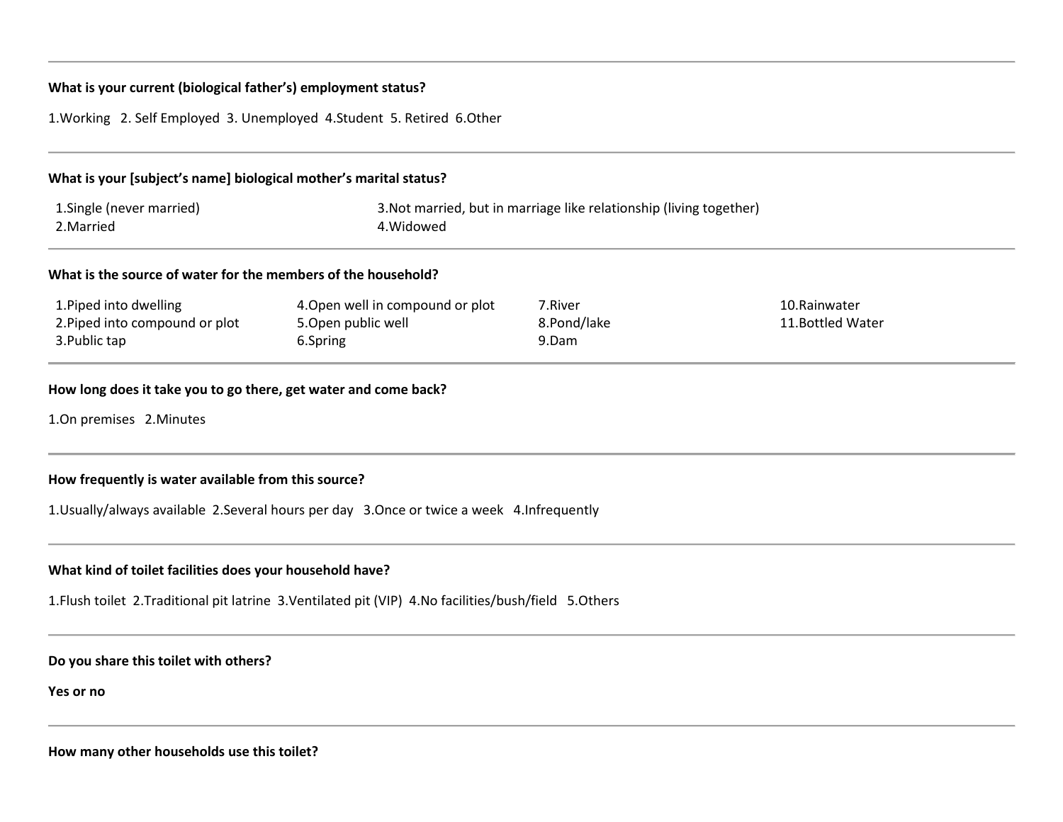---

**What is your current (biological father's) employment status?**

1.Working 2. Self Employed 3. Unemployed 4.Student 5. Retired 6.Other

---

**What is your [subject's name] biological mother's marital status?**

| | |
|---|---|
| 1.Single (never married) | 3.Not married, but in marriage like relationship (living together) |
| 2.Married | 4.Widowed |

---

**What is the source of water for the members of the household?**

| | | | |
|---|---|---|---|
| 1.Piped into dwelling | 4.Open well in compound or plot | 7.River | 10.Rainwater |
| 2.Piped into compound or plot | 5.Open public well | 8.Pond/lake | 11.Bottled Water |
| 3.Public tap | 6.Spring | 9.Dam | |

---

**How long does it take you to go there, get water and come back?**

1.On premises 2.Minutes

---

**How frequently is water available from this source?**

1.Usually/always available 2.Several hours per day 3.Once or twice a week 4.Infrequently

---

**What kind of toilet facilities does your household have?**

1.Flush toilet 2.Traditional pit latrine 3.Ventilated pit (VIP) 4.No facilities/bush/field 5.Others

---

**Do you share this toilet with others?**

**Yes or no**

---

**How many other households use this toilet?**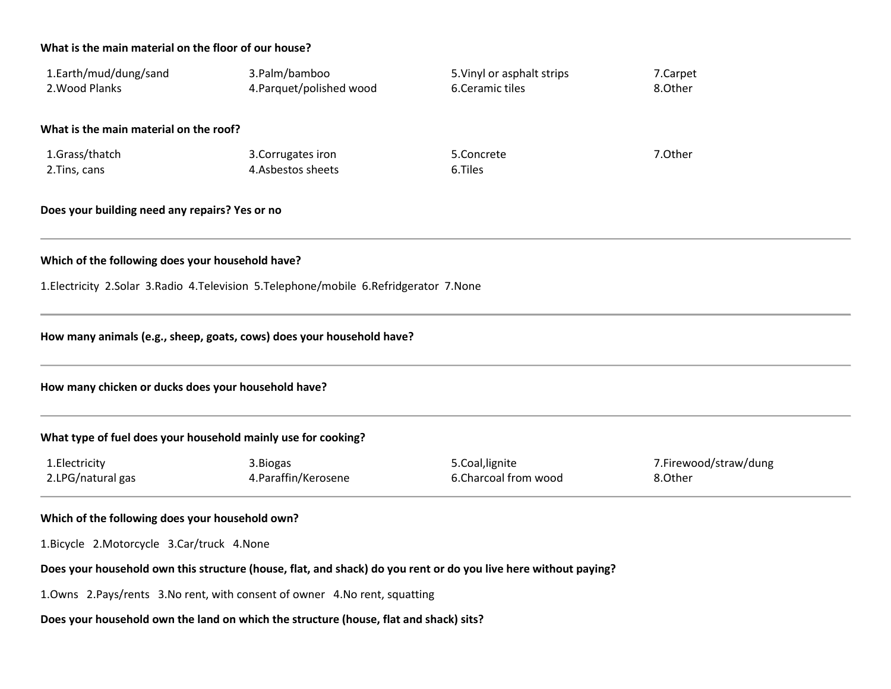**What is the main material on the floor of our house?**

| | | | |
|---|---|---|---|
| 1.Earth/mud/dung/sand | 3.Palm/bamboo | 5.Vinyl or asphalt strips | 7.Carpet |
| 2.Wood Planks | 4.Parquet/polished wood | 6.Ceramic tiles | 8.Other |

**What is the main material on the roof?**

| | | | |
|---|---|---|---|
| 1.Grass/thatch | 3.Corrugates iron | 5.Concrete | 7.Other |
| 2.Tins, cans | 4.Asbestos sheets | 6.Tiles | |

**Does your building need any repairs? Yes or no**

---

**Which of the following does your household have?**

1.Electricity 2.Solar 3.Radio 4.Television 5.Telephone/mobile 6.Refridgerator 7.None

---

**How many animals (e.g., sheep, goats, cows) does your household have?**

---

**How many chicken or ducks does your household have?**

---

**What type of fuel does your household mainly use for cooking?**

| | | | |
|---|---|---|---|
| 1.Electricity | 3.Biogas | 5.Coal,lignite | 7.Firewood/straw/dung |
| 2.LPG/natural gas | 4.Paraffin/Kerosene | 6.Charcoal from wood | 8.Other |

---

**Which of the following does your household own?**

1.Bicycle 2.Motorcycle 3.Car/truck 4.None

**Does your household own this structure (house, flat, and shack) do you rent or do you live here without paying?**

1.Owns 2.Pays/rents 3.No rent, with consent of owner 4.No rent, squatting

**Does your household own the land on which the structure (house, flat and shack) sits?**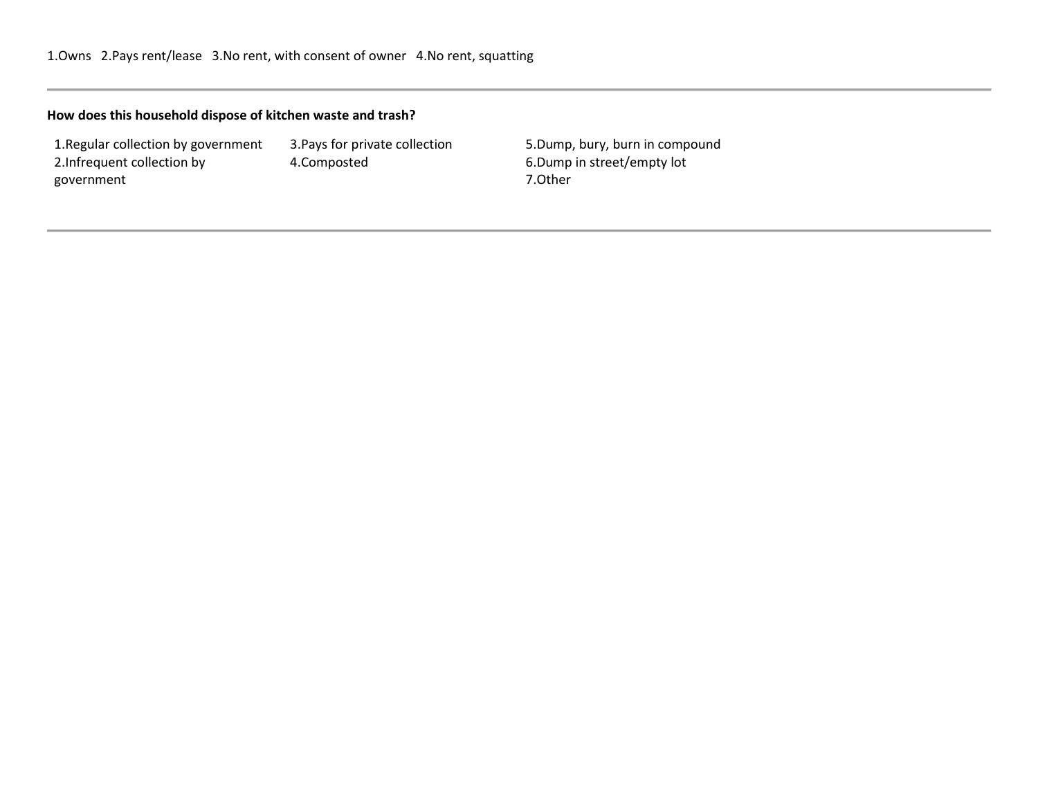1.Owns 2.Pays rent/lease 3.No rent, with consent of owner 4.No rent, squatting

---

**How does this household dispose of kitchen waste and trash?**

1.Regular collection by government
2.Infrequent collection by government
3.Pays for private collection
4.Composted
5.Dump, bury, burn in compound
6.Dump in street/empty lot
7.Other

---